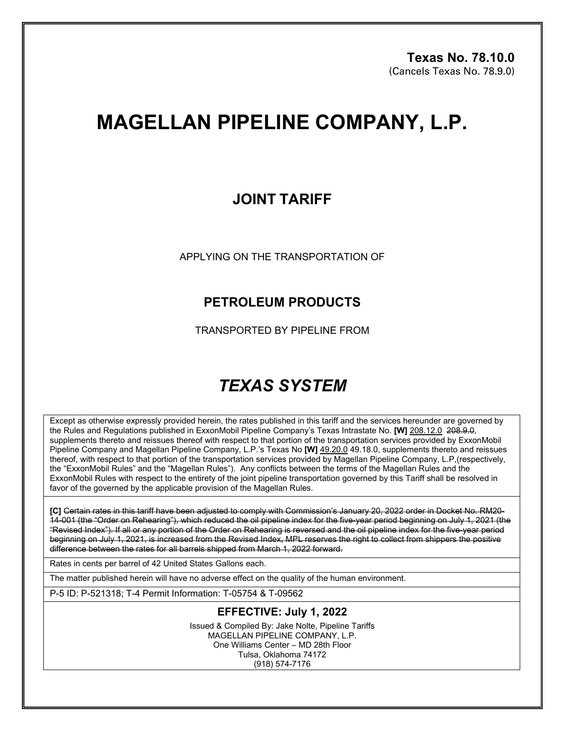**Texas No. 78.10.0**
(Cancels Texas No. 78.9.0)

# MAGELLAN PIPELINE COMPANY, L.P.

## JOINT TARIFF

APPLYING ON THE TRANSPORTATION OF

### PETROLEUM PRODUCTS

TRANSPORTED BY PIPELINE FROM

## *TEXAS SYSTEM*

Except as otherwise expressly provided herein, the rates published in this tariff and the services hereunder are governed by the Rules and Regulations published in ExxonMobil Pipeline Company's Texas Intrastate No. **[W]** 208.12.0 ~~208.9.0~~, supplements thereto and reissues thereof with respect to that portion of the transportation services provided by ExxonMobil Pipeline Company and Magellan Pipeline Company, L.P.'s Texas No **[W]** 49.20.0 ~~49.18.0~~, supplements thereto and reissues thereof, with respect to that portion of the transportation services provided by Magellan Pipeline Company, L.P,(respectively, the "ExxonMobil Rules" and the "Magellan Rules"). Any conflicts between the terms of the Magellan Rules and the ExxonMobil Rules with respect to the entirety of the joint pipeline transportation governed by this Tariff shall be resolved in favor of the governed by the applicable provision of the Magellan Rules.

**[C]** ~~Certain rates in this tariff have been adjusted to comply with Commission's January 20, 2022 order in Docket No. RM20-14-001 (the "Order on Rehearing"), which reduced the oil pipeline index for the five-year period beginning on July 1, 2021 (the "Revised Index"). If all or any portion of the Order on Rehearing is reversed and the oil pipeline index for the five-year period beginning on July 1, 2021, is increased from the Revised Index, MPL reserves the right to collect from shippers the positive difference between the rates for all barrels shipped from March 1, 2022 forward.~~

Rates in cents per barrel of 42 United States Gallons each.

The matter published herein will have no adverse effect on the quality of the human environment.

P-5 ID: P-521318; T-4 Permit Information: T-05754 & T-09562

**EFFECTIVE: July 1, 2022**

Issued & Compiled By: Jake Nolte, Pipeline Tariffs
MAGELLAN PIPELINE COMPANY, L.P.
One Williams Center – MD 28th Floor
Tulsa, Oklahoma 74172
(918) 574-7176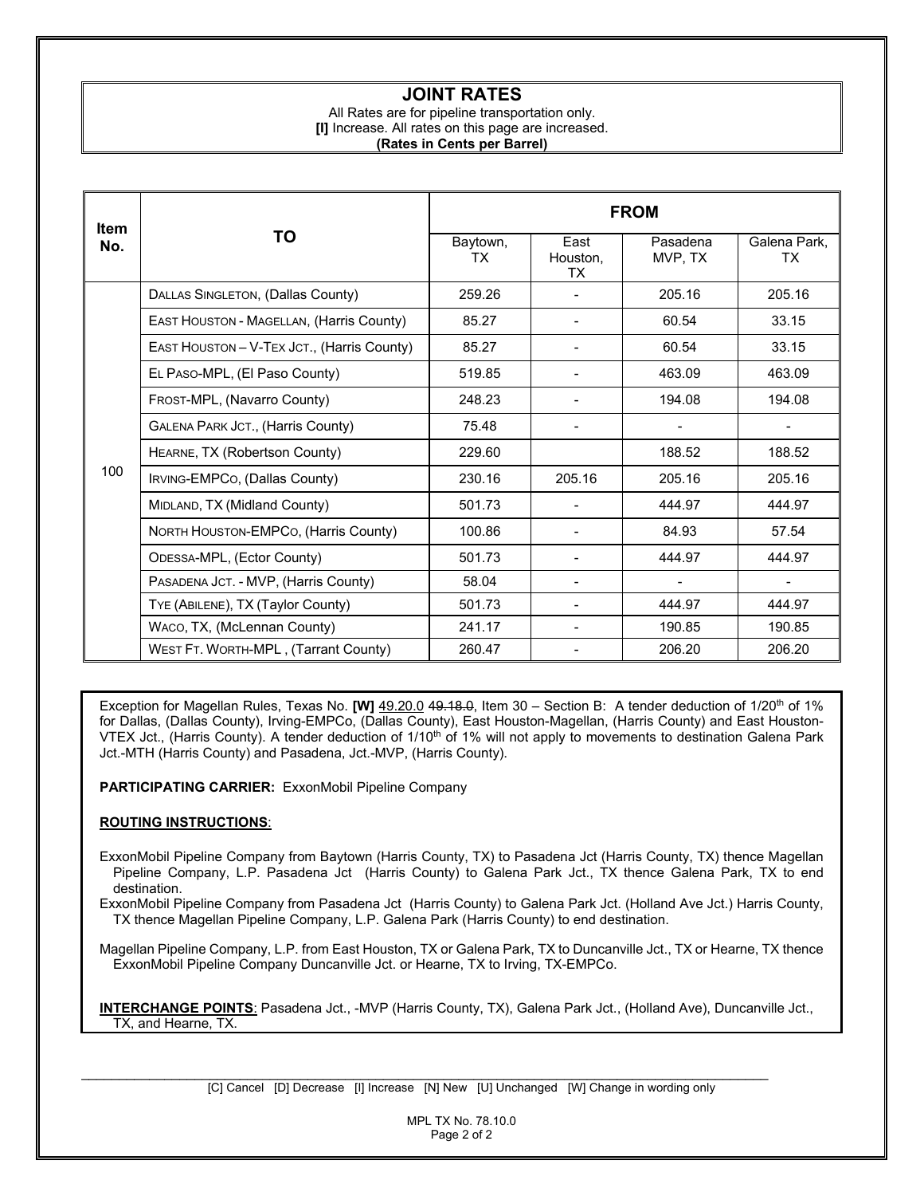## JOINT RATES

All Rates are for pipeline transportation only.
**[I]** Increase. All rates on this page are increased.
**(Rates in Cents per Barrel)**

| Item No. | TO | FROM | | | |
|---|---|---|---|---|---|
| | | Baytown, TX | East Houston, TX | Pasadena MVP, TX | Galena Park, TX |
| 100 | DALLAS SINGLETON, (Dallas County) | 259.26 | - | 205.16 | 205.16 |
| | EAST HOUSTON - MAGELLAN, (Harris County) | 85.27 | - | 60.54 | 33.15 |
| | EAST HOUSTON – V-TEX JCT., (Harris County) | 85.27 | - | 60.54 | 33.15 |
| | EL PASO-MPL, (El Paso County) | 519.85 | - | 463.09 | 463.09 |
| | FROST-MPL, (Navarro County) | 248.23 | - | 194.08 | 194.08 |
| | GALENA PARK JCT., (Harris County) | 75.48 | - | - | - |
| | HEARNE, TX (Robertson County) | 229.60 | | 188.52 | 188.52 |
| | IRVING-EMPCO, (Dallas County) | 230.16 | 205.16 | 205.16 | 205.16 |
| | MIDLAND, TX (Midland County) | 501.73 | - | 444.97 | 444.97 |
| | NORTH HOUSTON-EMPCO, (Harris County) | 100.86 | - | 84.93 | 57.54 |
| | ODESSA-MPL, (Ector County) | 501.73 | - | 444.97 | 444.97 |
| | PASADENA JCT. - MVP, (Harris County) | 58.04 | - | - | - |
| | TYE (ABILENE), TX (Taylor County) | 501.73 | - | 444.97 | 444.97 |
| | WACO, TX, (McLennan County) | 241.17 | - | 190.85 | 190.85 |
| | WEST FT. WORTH-MPL , (Tarrant County) | 260.47 | - | 206.20 | 206.20 |

Exception for Magellan Rules, Texas No. **[W]** 49.20.0 ~~49.18.0~~, Item 30 – Section B: A tender deduction of 1/20th of 1% for Dallas, (Dallas County), Irving-EMPCo, (Dallas County), East Houston-Magellan, (Harris County) and East Houston-VTEX Jct., (Harris County). A tender deduction of 1/10th of 1% will not apply to movements to destination Galena Park Jct.-MTH (Harris County) and Pasadena, Jct.-MVP, (Harris County).

**PARTICIPATING CARRIER:** ExxonMobil Pipeline Company

**ROUTING INSTRUCTIONS**:

ExxonMobil Pipeline Company from Baytown (Harris County, TX) to Pasadena Jct (Harris County, TX) thence Magellan Pipeline Company, L.P. Pasadena Jct (Harris County) to Galena Park Jct., TX thence Galena Park, TX to end destination.

ExxonMobil Pipeline Company from Pasadena Jct (Harris County) to Galena Park Jct. (Holland Ave Jct.) Harris County, TX thence Magellan Pipeline Company, L.P. Galena Park (Harris County) to end destination.

Magellan Pipeline Company, L.P. from East Houston, TX or Galena Park, TX to Duncanville Jct., TX or Hearne, TX thence ExxonMobil Pipeline Company Duncanville Jct. or Hearne, TX to Irving, TX-EMPCo.

**INTERCHANGE POINTS**: Pasadena Jct., -MVP (Harris County, TX), Galena Park Jct., (Holland Ave), Duncanville Jct., TX, and Hearne, TX.

[C] Cancel [D] Decrease [I] Increase [N] New [U] Unchanged [W] Change in wording only

MPL TX No. 78.10.0